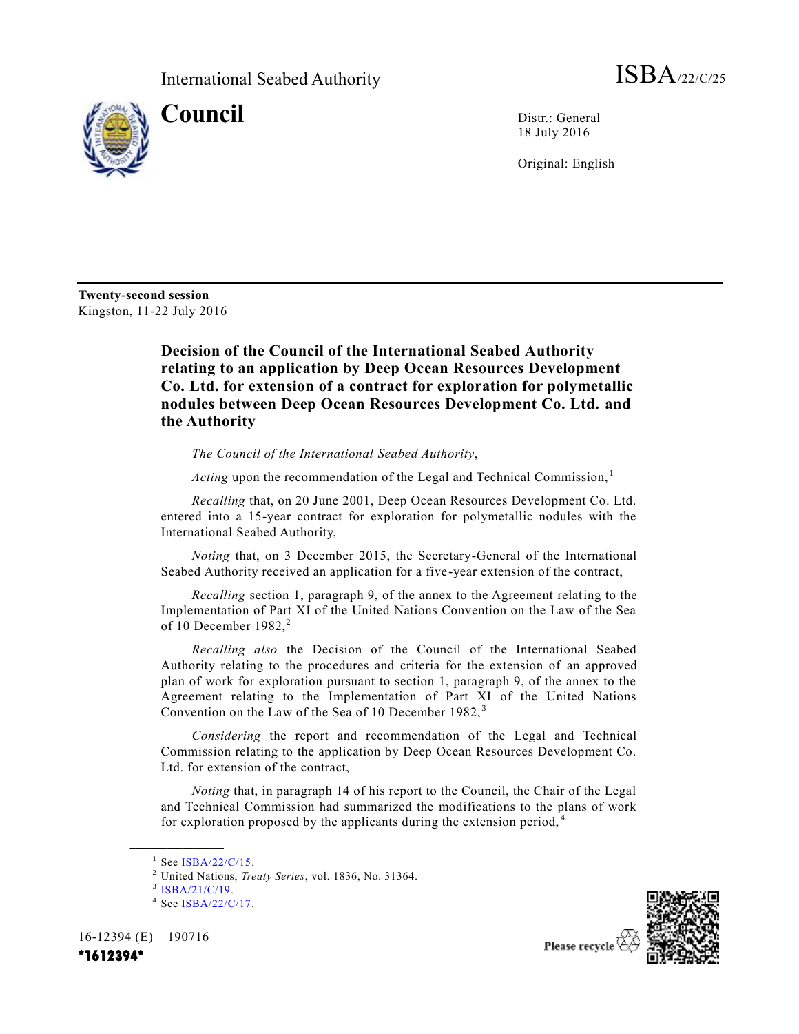International Seabed Authority

ISBA/22/C/25

# Council

Distr.: General
18 July 2016

Original: English

**Twenty-second session**
Kingston, 11-22 July 2016

## Decision of the Council of the International Seabed Authority relating to an application by Deep Ocean Resources Development Co. Ltd. for extension of a contract for exploration for polymetallic nodules between Deep Ocean Resources Development Co. Ltd. and the Authority

*The Council of the International Seabed Authority*,

*Acting* upon the recommendation of the Legal and Technical Commission,[1]

*Recalling* that, on 20 June 2001, Deep Ocean Resources Development Co. Ltd. entered into a 15-year contract for exploration for polymetallic nodules with the International Seabed Authority,

*Noting* that, on 3 December 2015, the Secretary-General of the International Seabed Authority received an application for a five-year extension of the contract,

*Recalling* section 1, paragraph 9, of the annex to the Agreement relating to the Implementation of Part XI of the United Nations Convention on the Law of the Sea of 10 December 1982,[2]

*Recalling also* the Decision of the Council of the International Seabed Authority relating to the procedures and criteria for the extension of an approved plan of work for exploration pursuant to section 1, paragraph 9, of the annex to the Agreement relating to the Implementation of Part XI of the United Nations Convention on the Law of the Sea of 10 December 1982,[3]

*Considering* the report and recommendation of the Legal and Technical Commission relating to the application by Deep Ocean Resources Development Co. Ltd. for extension of the contract,

*Noting* that, in paragraph 14 of his report to the Council, the Chair of the Legal and Technical Commission had summarized the modifications to the plans of work for exploration proposed by the applicants during the extension period,[4]

---

[1] See ISBA/22/C/15.

[2] United Nations, *Treaty Series*, vol. 1836, No. 31364.

[3] ISBA/21/C/19.

[4] See ISBA/22/C/17.

16-12394 (E) 190716

*1612394*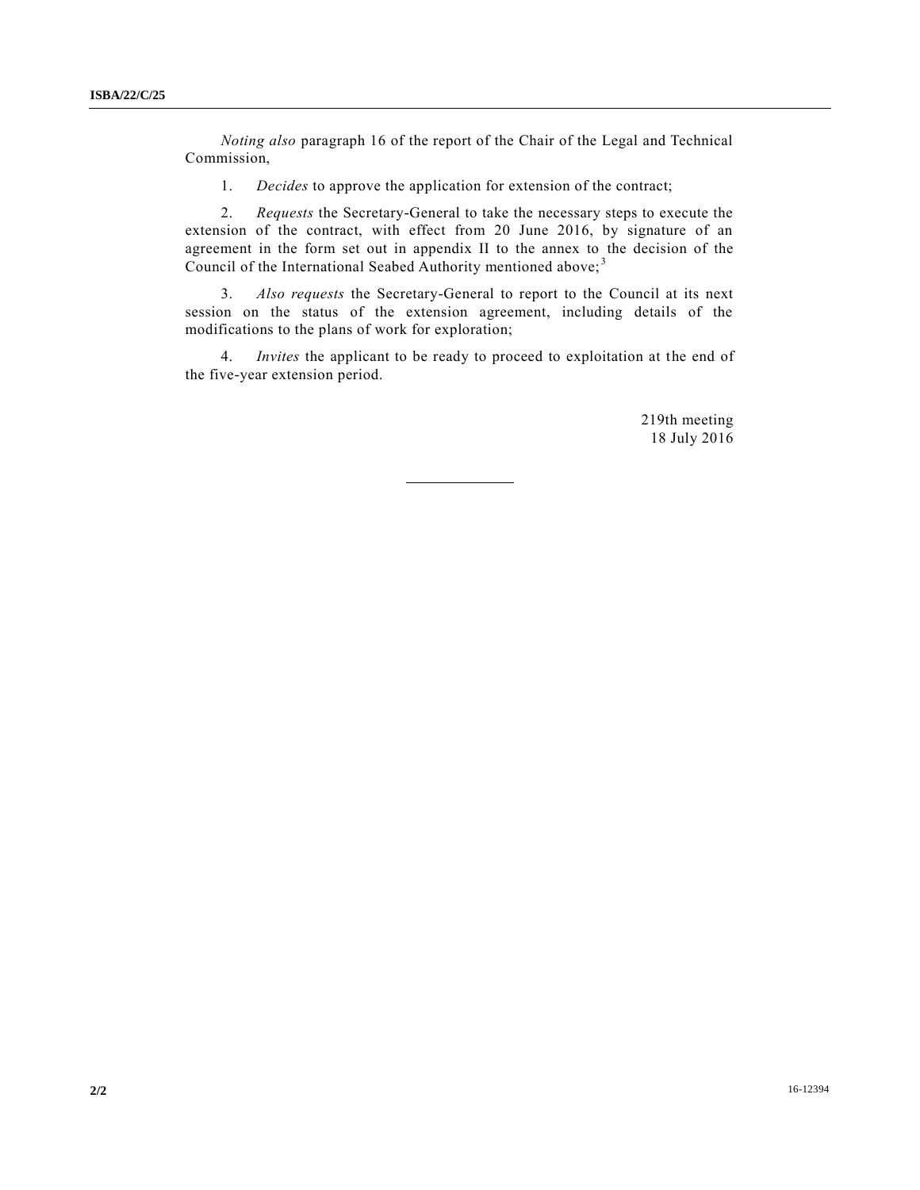*Noting also* paragraph 16 of the report of the Chair of the Legal and Technical Commission,

1. *Decides* to approve the application for extension of the contract;

2. *Requests* the Secretary-General to take the necessary steps to execute the extension of the contract, with effect from 20 June 2016, by signature of an agreement in the form set out in appendix II to the annex to the decision of the Council of the International Seabed Authority mentioned above;[3]

3. *Also requests* the Secretary-General to report to the Council at its next session on the status of the extension agreement, including details of the modifications to the plans of work for exploration;

4. *Invites* the applicant to be ready to proceed to exploitation at the end of the five-year extension period.

219th meeting
18 July 2016